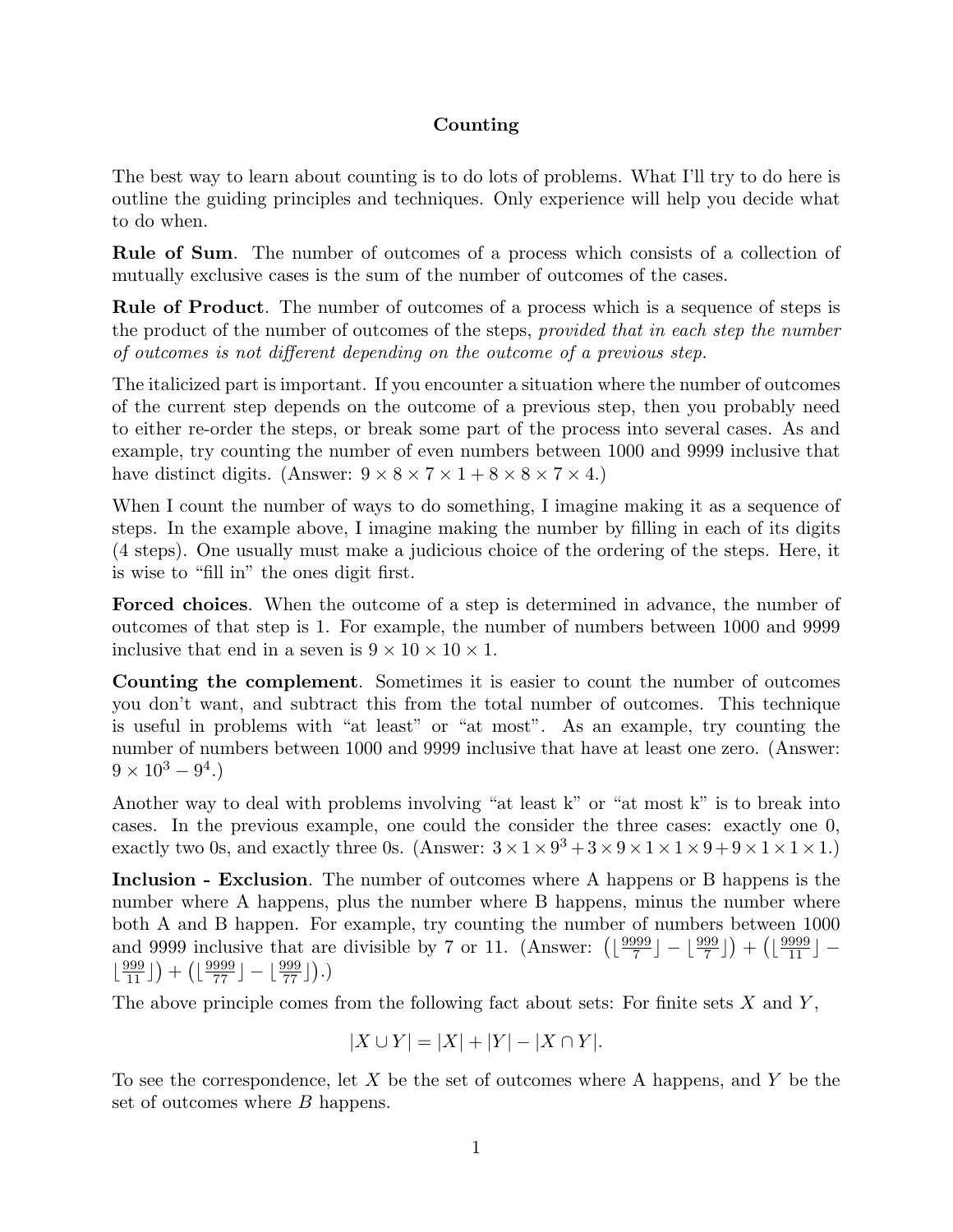# Counting

The best way to learn about counting is to do lots of problems. What I'll try to do here is outline the guiding principles and techniques. Only experience will help you decide what to do when.

**Rule of Sum**. The number of outcomes of a process which consists of a collection of mutually exclusive cases is the sum of the number of outcomes of the cases.

**Rule of Product**. The number of outcomes of a process which is a sequence of steps is the product of the number of outcomes of the steps, *provided that in each step the number of outcomes is not different depending on the outcome of a previous step.*

The italicized part is important. If you encounter a situation where the number of outcomes of the current step depends on the outcome of a previous step, then you probably need to either re-order the steps, or break some part of the process into several cases. As and example, try counting the number of even numbers between 1000 and 9999 inclusive that have distinct digits. (Answer: $9 \times 8 \times 7 \times 1 + 8 \times 8 \times 7 \times 4$.)

When I count the number of ways to do something, I imagine making it as a sequence of steps. In the example above, I imagine making the number by filling in each of its digits (4 steps). One usually must make a judicious choice of the ordering of the steps. Here, it is wise to "fill in" the ones digit first.

**Forced choices**. When the outcome of a step is determined in advance, the number of outcomes of that step is 1. For example, the number of numbers between 1000 and 9999 inclusive that end in a seven is $9 \times 10 \times 10 \times 1$.

**Counting the complement**. Sometimes it is easier to count the number of outcomes you don't want, and subtract this from the total number of outcomes. This technique is useful in problems with "at least" or "at most". As an example, try counting the number of numbers between 1000 and 9999 inclusive that have at least one zero. (Answer: $9 \times 10^3 - 9^4$.)

Another way to deal with problems involving "at least k" or "at most k" is to break into cases. In the previous example, one could the consider the three cases: exactly one 0, exactly two 0s, and exactly three 0s. (Answer: $3 \times 1 \times 9^3 + 3 \times 9 \times 1 \times 1 \times 9 + 9 \times 1 \times 1 \times 1$.)

**Inclusion - Exclusion**. The number of outcomes where A happens or B happens is the number where A happens, plus the number where B happens, minus the number where both A and B happen. For example, try counting the number of numbers between 1000 and 9999 inclusive that are divisible by 7 or 11. (Answer: $\left(\lfloor \frac{9999}{7} \rfloor - \lfloor \frac{999}{7} \rfloor\right) + \left(\lfloor \frac{9999}{11} \rfloor - \lfloor \frac{999}{11} \rfloor\right) + \left(\lfloor \frac{9999}{77} \rfloor - \lfloor \frac{999}{77} \rfloor\right)$.)

The above principle comes from the following fact about sets: For finite sets $X$ and $Y$,

$$|X \cup Y| = |X| + |Y| - |X \cap Y|.$$

To see the correspondence, let $X$ be the set of outcomes where A happens, and $Y$ be the set of outcomes where $B$ happens.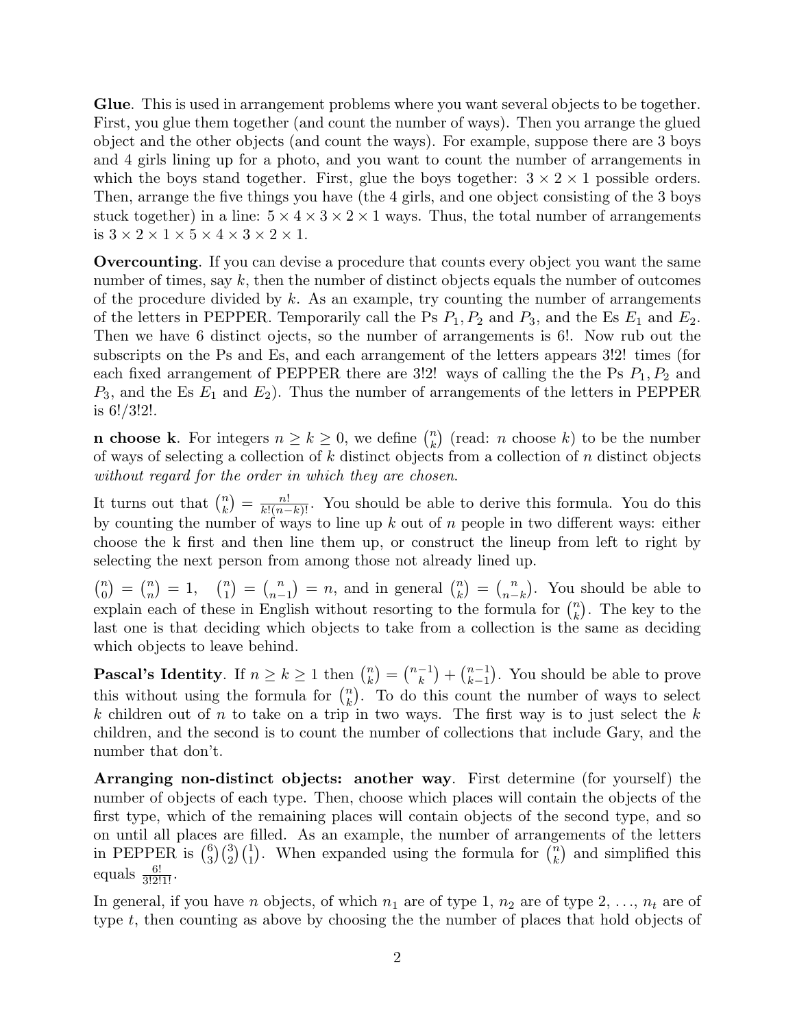**Glue**. This is used in arrangement problems where you want several objects to be together. First, you glue them together (and count the number of ways). Then you arrange the glued object and the other objects (and count the ways). For example, suppose there are 3 boys and 4 girls lining up for a photo, and you want to count the number of arrangements in which the boys stand together. First, glue the boys together: $3 \times 2 \times 1$ possible orders. Then, arrange the five things you have (the 4 girls, and one object consisting of the 3 boys stuck together) in a line: $5 \times 4 \times 3 \times 2 \times 1$ ways. Thus, the total number of arrangements is $3 \times 2 \times 1 \times 5 \times 4 \times 3 \times 2 \times 1$.

**Overcounting**. If you can devise a procedure that counts every object you want the same number of times, say $k$, then the number of distinct objects equals the number of outcomes of the procedure divided by $k$. As an example, try counting the number of arrangements of the letters in PEPPER. Temporarily call the Ps $P_1, P_2$ and $P_3$, and the Es $E_1$ and $E_2$. Then we have 6 distinct ojects, so the number of arrangements is $6!$. Now rub out the subscripts on the Ps and Es, and each arrangement of the letters appears $3!2!$ times (for each fixed arrangement of PEPPER there are $3!2!$ ways of calling the the Ps $P_1, P_2$ and $P_3$, and the Es $E_1$ and $E_2$). Thus the number of arrangements of the letters in PEPPER is $6!/3!2!$.

**n choose k**. For integers $n \geq k \geq 0$, we define $\binom{n}{k}$ (read: $n$ choose $k$) to be the number of ways of selecting a collection of $k$ distinct objects from a collection of $n$ distinct objects *without regard for the order in which they are chosen*.

It turns out that $\binom{n}{k} = \frac{n!}{k!(n-k)!}$. You should be able to derive this formula. You do this by counting the number of ways to line up $k$ out of $n$ people in two different ways: either choose the k first and then line them up, or construct the lineup from left to right by selecting the next person from among those not already lined up.

$\binom{n}{0} = \binom{n}{n} = 1$, $\binom{n}{1} = \binom{n}{n-1} = n$, and in general $\binom{n}{k} = \binom{n}{n-k}$. You should be able to explain each of these in English without resorting to the formula for $\binom{n}{k}$. The key to the last one is that deciding which objects to take from a collection is the same as deciding which objects to leave behind.

**Pascal's Identity**. If $n \geq k \geq 1$ then $\binom{n}{k} = \binom{n-1}{k} + \binom{n-1}{k-1}$. You should be able to prove this without using the formula for $\binom{n}{k}$. To do this count the number of ways to select $k$ children out of $n$ to take on a trip in two ways. The first way is to just select the $k$ children, and the second is to count the number of collections that include Gary, and the number that don't.

**Arranging non-distinct objects: another way**. First determine (for yourself) the number of objects of each type. Then, choose which places will contain the objects of the first type, which of the remaining places will contain objects of the second type, and so on until all places are filled. As an example, the number of arrangements of the letters in PEPPER is $\binom{6}{3}\binom{3}{2}\binom{1}{1}$. When expanded using the formula for $\binom{n}{k}$ and simplified this equals $\frac{6!}{3!2!1!}$.

In general, if you have $n$ objects, of which $n_1$ are of type 1, $n_2$ are of type 2, ..., $n_t$ are of type $t$, then counting as above by choosing the the number of places that hold objects of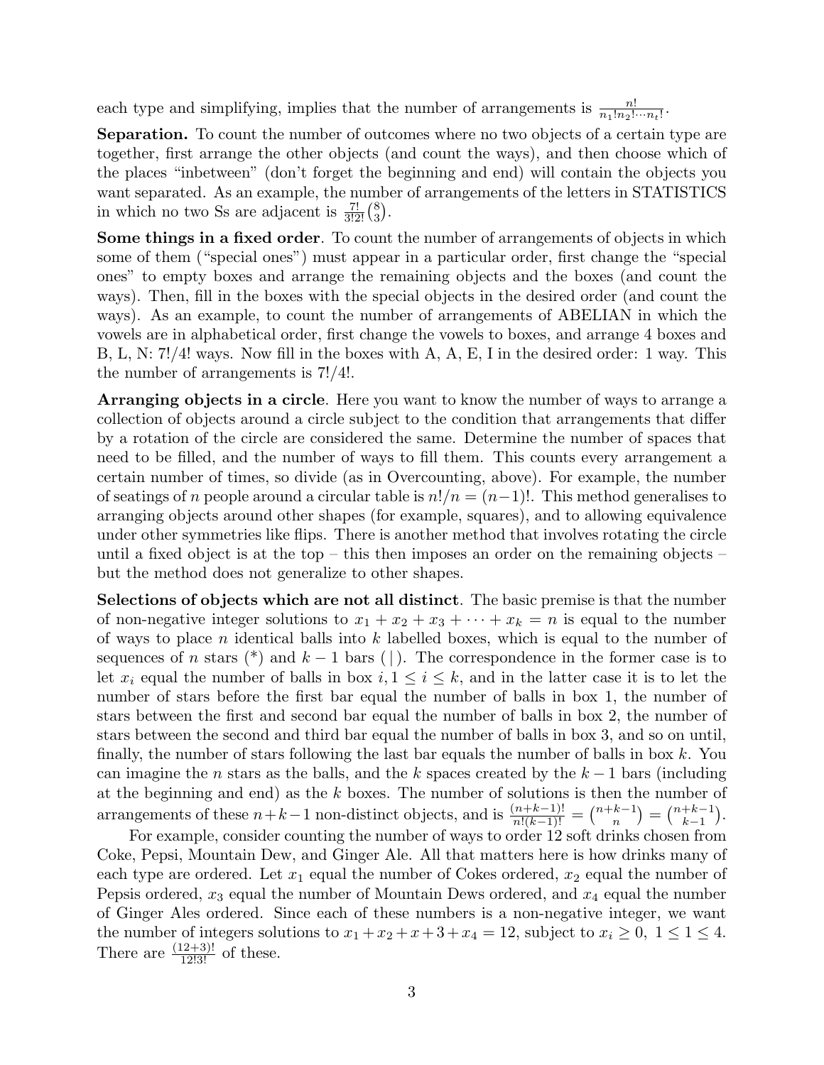each type and simplifying, implies that the number of arrangements is $\frac{n!}{n_1!n_2!\cdots n_t!}$.

**Separation.** To count the number of outcomes where no two objects of a certain type are together, first arrange the other objects (and count the ways), and then choose which of the places "inbetween" (don't forget the beginning and end) will contain the objects you want separated. As an example, the number of arrangements of the letters in STATISTICS in which no two Ss are adjacent is $\frac{7!}{3!2!}\binom{8}{3}$.

**Some things in a fixed order**. To count the number of arrangements of objects in which some of them ("special ones") must appear in a particular order, first change the "special ones" to empty boxes and arrange the remaining objects and the boxes (and count the ways). Then, fill in the boxes with the special objects in the desired order (and count the ways). As an example, to count the number of arrangements of ABELIAN in which the vowels are in alphabetical order, first change the vowels to boxes, and arrange 4 boxes and B, L, N: $7!/4!$ ways. Now fill in the boxes with A, A, E, I in the desired order: 1 way. This the number of arrangements is $7!/4!$.

**Arranging objects in a circle**. Here you want to know the number of ways to arrange a collection of objects around a circle subject to the condition that arrangements that differ by a rotation of the circle are considered the same. Determine the number of spaces that need to be filled, and the number of ways to fill them. This counts every arrangement a certain number of times, so divide (as in Overcounting, above). For example, the number of seatings of $n$ people around a circular table is $n!/n = (n-1)!$. This method generalises to arranging objects around other shapes (for example, squares), and to allowing equivalence under other symmetries like flips. There is another method that involves rotating the circle until a fixed object is at the top – this then imposes an order on the remaining objects – but the method does not generalize to other shapes.

**Selections of objects which are not all distinct**. The basic premise is that the number of non-negative integer solutions to $x_1 + x_2 + x_3 + \cdots + x_k = n$ is equal to the number of ways to place $n$ identical balls into $k$ labelled boxes, which is equal to the number of sequences of $n$ stars (*) and $k-1$ bars ( | ). The correspondence in the former case is to let $x_i$ equal the number of balls in box $i, 1 \leq i \leq k$, and in the latter case it is to let the number of stars before the first bar equal the number of balls in box 1, the number of stars between the first and second bar equal the number of balls in box 2, the number of stars between the second and third bar equal the number of balls in box 3, and so on until, finally, the number of stars following the last bar equals the number of balls in box $k$. You can imagine the $n$ stars as the balls, and the $k$ spaces created by the $k-1$ bars (including at the beginning and end) as the $k$ boxes. The number of solutions is then the number of arrangements of these $n+k-1$ non-distinct objects, and is $\frac{(n+k-1)!}{n!(k-1)!} = \binom{n+k-1}{n} = \binom{n+k-1}{k-1}$.

For example, consider counting the number of ways to order 12 soft drinks chosen from Coke, Pepsi, Mountain Dew, and Ginger Ale. All that matters here is how drinks many of each type are ordered. Let $x_1$ equal the number of Cokes ordered, $x_2$ equal the number of Pepsis ordered, $x_3$ equal the number of Mountain Dews ordered, and $x_4$ equal the number of Ginger Ales ordered. Since each of these numbers is a non-negative integer, we want the number of integers solutions to $x_1 + x_2 + x + 3 + x_4 = 12$, subject to $x_i \geq 0,\ 1 \leq 1 \leq 4$. There are $\frac{(12+3)!}{12!3!}$ of these.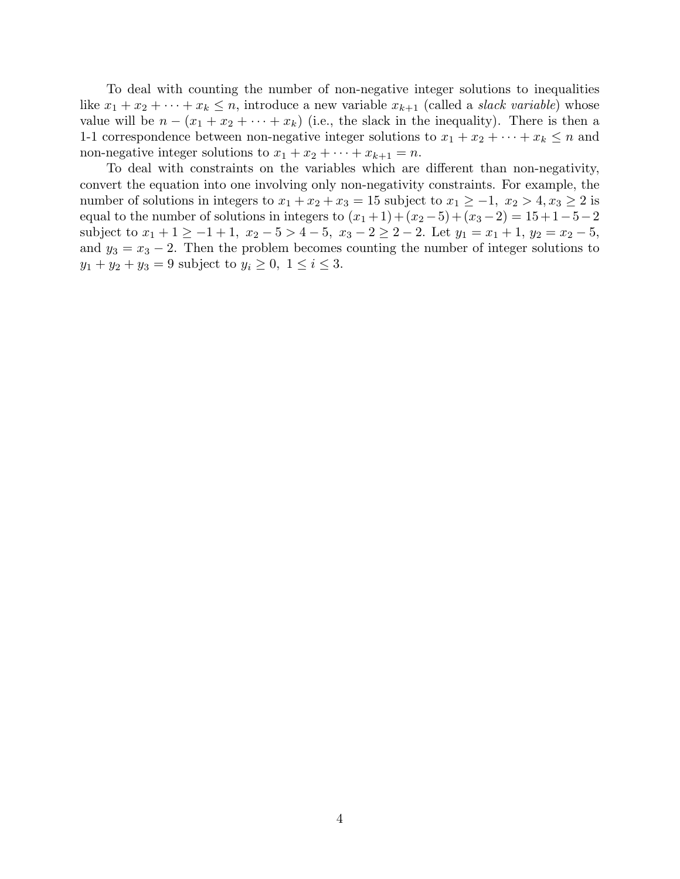To deal with counting the number of non-negative integer solutions to inequalities like $x_1 + x_2 + \cdots + x_k \leq n$, introduce a new variable $x_{k+1}$ (called a *slack variable*) whose value will be $n - (x_1 + x_2 + \cdots + x_k)$ (i.e., the slack in the inequality). There is then a 1-1 correspondence between non-negative integer solutions to $x_1 + x_2 + \cdots + x_k \leq n$ and non-negative integer solutions to $x_1 + x_2 + \cdots + x_{k+1} = n$.

To deal with constraints on the variables which are different than non-negativity, convert the equation into one involving only non-negativity constraints. For example, the number of solutions in integers to $x_1 + x_2 + x_3 = 15$ subject to $x_1 \geq -1,\ x_2 > 4, x_3 \geq 2$ is equal to the number of solutions in integers to $(x_1+1)+(x_2-5)+(x_3-2) = 15+1-5-2$ subject to $x_1 + 1 \geq -1 + 1,\ x_2 - 5 > 4 - 5,\ x_3 - 2 \geq 2 - 2$. Let $y_1 = x_1 + 1$, $y_2 = x_2 - 5$, and $y_3 = x_3 - 2$. Then the problem becomes counting the number of integer solutions to $y_1 + y_2 + y_3 = 9$ subject to $y_i \geq 0,\ 1 \leq i \leq 3$.